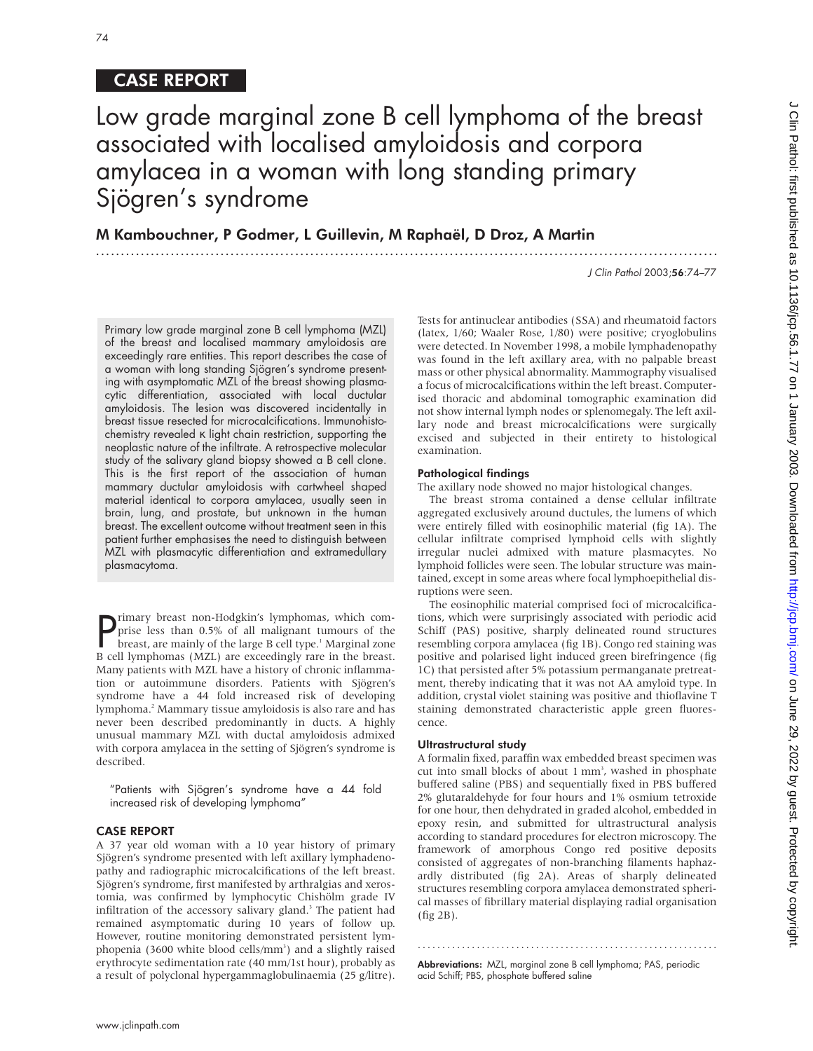CASE REPORT

# Low grade marginal zone B cell lymphoma of the breast associated with localised amyloidosis and corpora amylacea in a woman with long standing primary Sjögren's syndrome

**M Kambouchner, P Godmer, L Guillevin, M Raphaël, D Droz, A Martin**

*J Clin Pathol* 2003;**56**:74–77

Primary low grade marginal zone B cell lymphoma (MZL) of the breast and localised mammary amyloidosis are exceedingly rare entities. This report describes the case of a woman with long standing Sjögren's syndrome presenting with asymptomatic MZL of the breast showing plasmacytic differentiation, associated with local ductular amyloidosis. The lesion was discovered incidentally in breast tissue resected for microcalcifications. Immunohistochemistry revealed κ light chain restriction, supporting the neoplastic nature of the infiltrate. A retrospective molecular study of the salivary gland biopsy showed a B cell clone. This is the first report of the association of human mammary ductular amyloidosis with cartwheel shaped material identical to corpora amylacea, usually seen in brain, lung, and prostate, but unknown in the human breast. The excellent outcome without treatment seen in this patient further emphasises the need to distinguish between MZL with plasmacytic differentiation and extramedullary plasmacytoma.

Primary breast non-Hodgkin's lymphomas, which comprise less than 0.5% of all malignant tumours of the breast, are mainly of the large B cell type.[1] Marginal zone B cell lymphomas (MZL) are exceedingly rare in the breast. Many patients with MZL have a history of chronic inflammation or autoimmune disorders. Patients with Sjögren's syndrome have a 44 fold increased risk of developing lymphoma.[2] Mammary tissue amyloidosis is also rare and has never been described predominantly in ducts. A highly unusual mammary MZL with ductal amyloidosis admixed with corpora amylacea in the setting of Sjögren's syndrome is described.

> "Patients with Sjögren's syndrome have a 44 fold increased risk of developing lymphoma"

## CASE REPORT

A 37 year old woman with a 10 year history of primary Sjögren's syndrome presented with left axillary lymphadenopathy and radiographic microcalcifications of the left breast. Sjögren's syndrome, first manifested by arthralgias and xerostomia, was confirmed by lymphocytic Chishölm grade IV infiltration of the accessory salivary gland.[3] The patient had remained asymptomatic during 10 years of follow up. However, routine monitoring demonstrated persistent lymphopenia (3600 white blood cells/mm$^3$) and a slightly raised erythrocyte sedimentation rate (40 mm/1st hour), probably as a result of polyclonal hypergammaglobulinaemia (25 g/litre). Tests for antinuclear antibodies (SSA) and rheumatoid factors (latex, 1/60; Waaler Rose, 1/80) were positive; cryoglobulins were detected. In November 1998, a mobile lymphadenopathy was found in the left axillary area, with no palpable breast mass or other physical abnormality. Mammography visualised a focus of microcalcifications within the left breast. Computerised thoracic and abdominal tomographic examination did not show internal lymph nodes or splenomegaly. The left axillary node and breast microcalcifications were surgically excised and subjected in their entirety to histological examination.

### Pathological findings

The axillary node showed no major histological changes.

The breast stroma contained a dense cellular infiltrate aggregated exclusively around ductules, the lumens of which were entirely filled with eosinophilic material (fig 1A). The cellular infiltrate comprised lymphoid cells with slightly irregular nuclei admixed with mature plasmacytes. No lymphoid follicles were seen. The lobular structure was maintained, except in some areas where focal lymphoepithelial disruptions were seen.

The eosinophilic material comprised foci of microcalcifications, which were surprisingly associated with periodic acid Schiff (PAS) positive, sharply delineated round structures resembling corpora amylacea (fig 1B). Congo red staining was positive and polarised light induced green birefringence (fig 1C) that persisted after 5% potassium permanganate pretreatment, thereby indicating that it was not AA amyloid type. In addition, crystal violet staining was positive and thioflavine T staining demonstrated characteristic apple green fluorescence.

### Ultrastructural study

A formalin fixed, paraffin wax embedded breast specimen was cut into small blocks of about 1 mm$^3$, washed in phosphate buffered saline (PBS) and sequentially fixed in PBS buffered 2% glutaraldehyde for four hours and 1% osmium tetroxide for one hour, then dehydrated in graded alcohol, embedded in epoxy resin, and submitted for ultrastructural analysis according to standard procedures for electron microscopy. The framework of amorphous Congo red positive deposits consisted of aggregates of non-branching filaments haphazardly distributed (fig 2A). Areas of sharply delineated structures resembling corpora amylacea demonstrated spherical masses of fibrillary material displaying radial organisation (fig 2B).

**Abbreviations:** MZL, marginal zone B cell lymphoma; PAS, periodic acid Schiff; PBS, phosphate buffered saline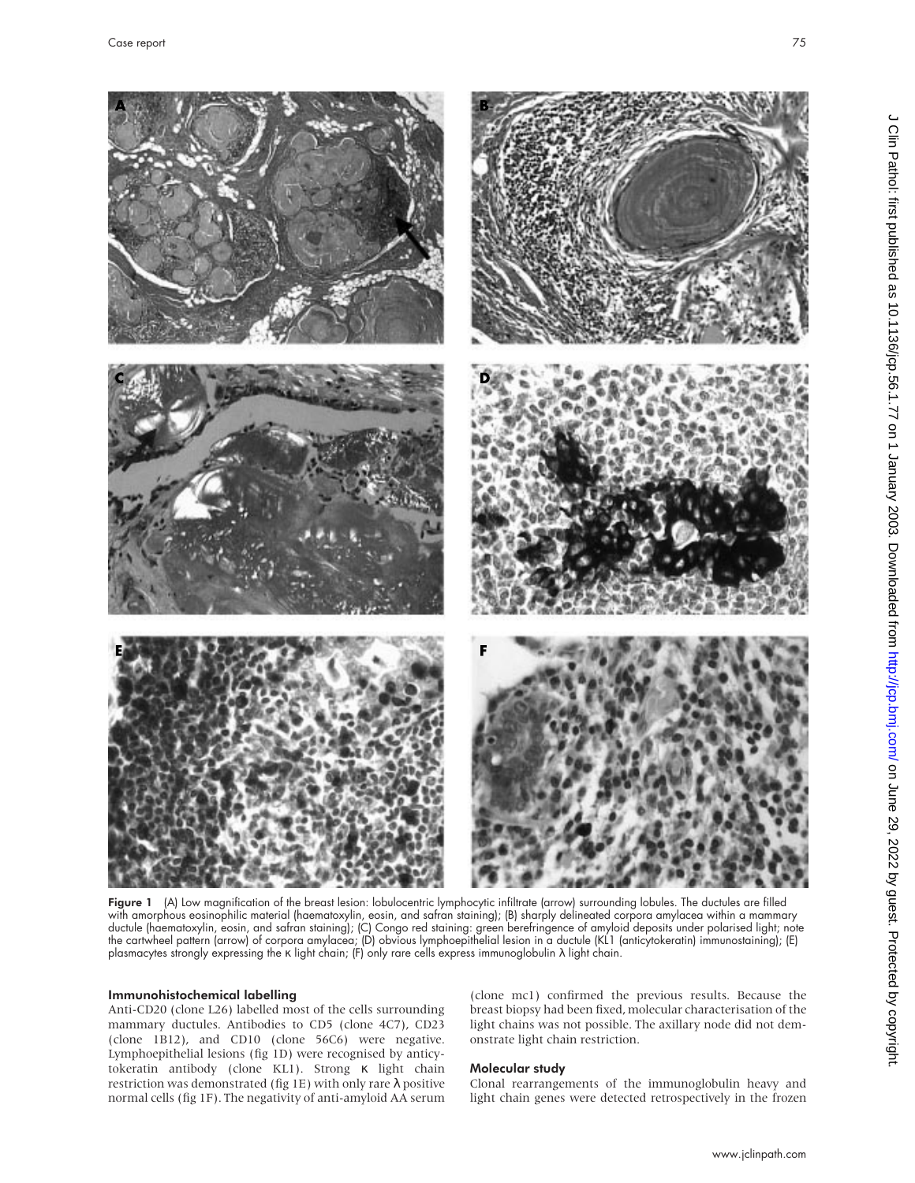**Figure 1** (A) Low magnification of the breast lesion: lobulocentric lymphocytic infiltrate (arrow) surrounding lobules. The ductules are filled with amorphous eosinophilic material (haematoxylin, eosin, and safran staining); (B) sharply delineated corpora amylacea within a mammary ductule (haematoxylin, eosin, and safran staining); (C) Congo red staining: green berefringence of amyloid deposits under polarised light; note the cartwheel pattern (arrow) of corpora amylacea; (D) obvious lymphoepithelial lesion in a ductule (KL1 (anticytokeratin) immunostaining); (E) plasmacytes strongly expressing the κ light chain; (F) only rare cells express immunoglobulin λ light chain.

### Immunohistochemical labelling

Anti-CD20 (clone L26) labelled most of the cells surrounding mammary ductules. Antibodies to CD5 (clone 4C7), CD23 (clone 1B12), and CD10 (clone 56C6) were negative. Lymphoepithelial lesions (fig 1D) were recognised by anticytokeratin antibody (clone KL1). Strong κ light chain restriction was demonstrated (fig 1E) with only rare λ positive normal cells (fig 1F). The negativity of anti-amyloid AA serum (clone mc1) confirmed the previous results. Because the breast biopsy had been fixed, molecular characterisation of the light chains was not possible. The axillary node did not demonstrate light chain restriction.

### Molecular study

Clonal rearrangements of the immunoglobulin heavy and light chain genes were detected retrospectively in the frozen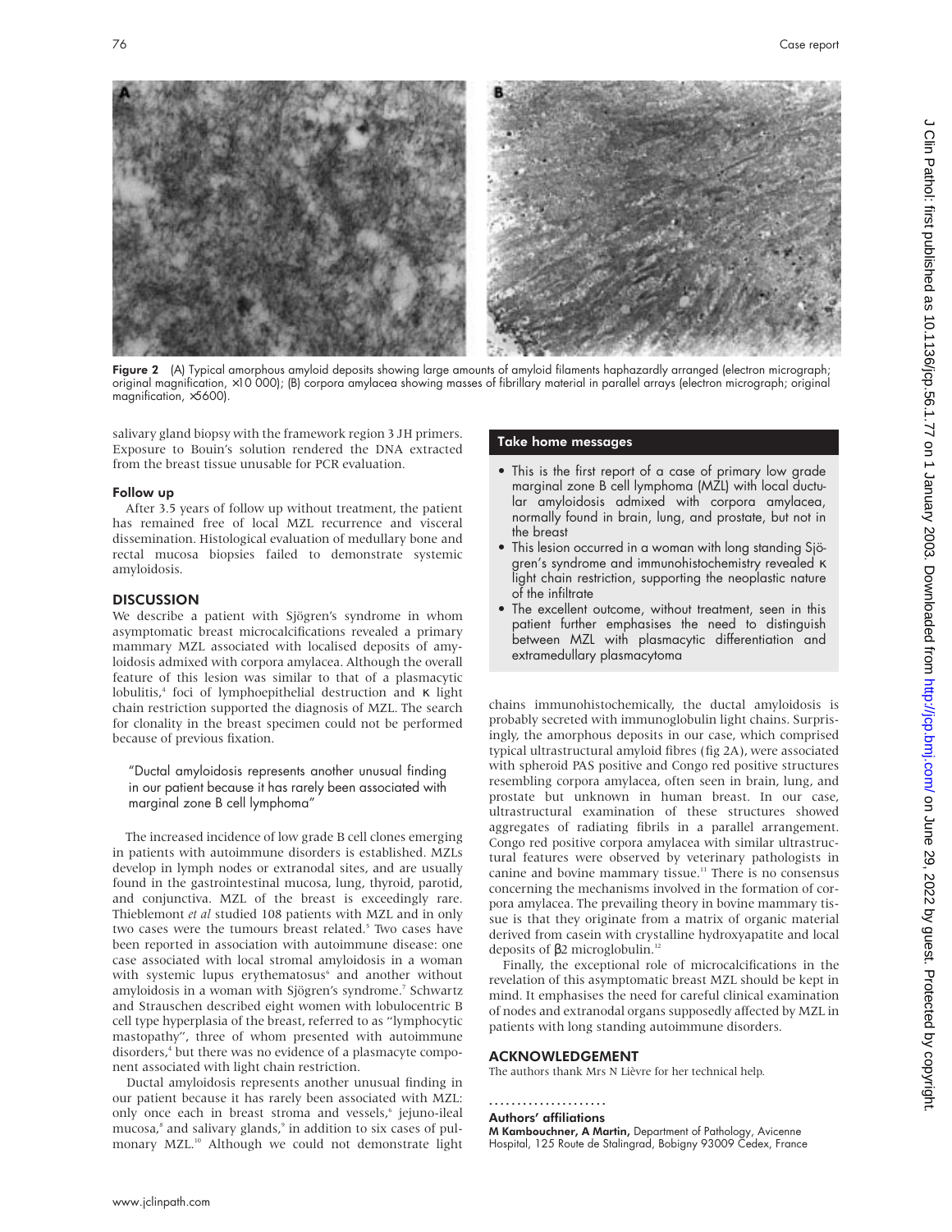Figure 2 (A) Typical amorphous amyloid deposits showing large amounts of amyloid filaments haphazardly arranged (electron micrograph; original magnification, ×10 000); (B) corpora amylacea showing masses of fibrillary material in parallel arrays (electron micrograph; original magnification, ×5600).

salivary gland biopsy with the framework region 3 JH primers. Exposure to Bouin's solution rendered the DNA extracted from the breast tissue unusable for PCR evaluation.

### Follow up

After 3.5 years of follow up without treatment, the patient has remained free of local MZL recurrence and visceral dissemination. Histological evaluation of medullary bone and rectal mucosa biopsies failed to demonstrate systemic amyloidosis.

## DISCUSSION

We describe a patient with Sjögren's syndrome in whom asymptomatic breast microcalcifications revealed a primary mammary MZL associated with localised deposits of amyloidosis admixed with corpora amylacea. Although the overall feature of this lesion was similar to that of a plasmacytic lobulitis,[4] foci of lymphoepithelial destruction and κ light chain restriction supported the diagnosis of MZL. The search for clonality in the breast specimen could not be performed because of previous fixation.

> "Ductal amyloidosis represents another unusual finding in our patient because it has rarely been associated with marginal zone B cell lymphoma"

The increased incidence of low grade B cell clones emerging in patients with autoimmune disorders is established. MZLs develop in lymph nodes or extranodal sites, and are usually found in the gastrointestinal mucosa, lung, thyroid, parotid, and conjunctiva. MZL of the breast is exceedingly rare. Thieblemont *et al* studied 108 patients with MZL and in only two cases were the tumours breast related.[5] Two cases have been reported in association with autoimmune disease: one case associated with local stromal amyloidosis in a woman with systemic lupus erythematosus[6] and another without amyloidosis in a woman with Sjögren's syndrome.[7] Schwartz and Strauschen described eight women with lobulocentric B cell type hyperplasia of the breast, referred to as "lymphocytic mastopathy", three of whom presented with autoimmune disorders,[4] but there was no evidence of a plasmacyte component associated with light chain restriction.

Ductal amyloidosis represents another unusual finding in our patient because it has rarely been associated with MZL: only once each in breast stroma and vessels,[6] jejuno-ileal mucosa,[8] and salivary glands,[9] in addition to six cases of pulmonary MZL.[10] Although we could not demonstrate light chains immunohistochemically, the ductal amyloidosis is probably secreted with immunoglobulin light chains. Surprisingly, the amorphous deposits in our case, which comprised typical ultrastructural amyloid fibres (fig 2A), were associated with spheroid PAS positive and Congo red positive structures resembling corpora amylacea, often seen in brain, lung, and prostate but unknown in human breast. In our case, ultrastructural examination of these structures showed aggregates of radiating fibrils in a parallel arrangement. Congo red positive corpora amylacea with similar ultrastructural features were observed by veterinary pathologists in canine and bovine mammary tissue.[11] There is no consensus concerning the mechanisms involved in the formation of corpora amylacea. The prevailing theory in bovine mammary tissue is that they originate from a matrix of organic material derived from casein with crystalline hydroxyapatite and local deposits of β2 microglobulin.[12]

Finally, the exceptional role of microcalcifications in the revelation of this asymptomatic breast MZL should be kept in mind. It emphasises the need for careful clinical examination of nodes and extranodal organs supposedly affected by MZL in patients with long standing autoimmune disorders.

### Take home messages

- This is the first report of a case of primary low grade marginal zone B cell lymphoma (MZL) with local ductular amyloidosis admixed with corpora amylacea, normally found in brain, lung, and prostate, but not in the breast
- This lesion occurred in a woman with long standing Sjögren's syndrome and immunohistochemistry revealed κ light chain restriction, supporting the neoplastic nature of the infiltrate
- The excellent outcome, without treatment, seen in this patient further emphasises the need to distinguish between MZL with plasmacytic differentiation and extramedullary plasmacytoma

## ACKNOWLEDGEMENT

The authors thank Mrs N Lièvre for her technical help.

### Authors' affiliations

**M Kambouchner, A Martin,** Department of Pathology, Avicenne Hospital, 125 Route de Stalingrad, Bobigny 93009 Cedex, France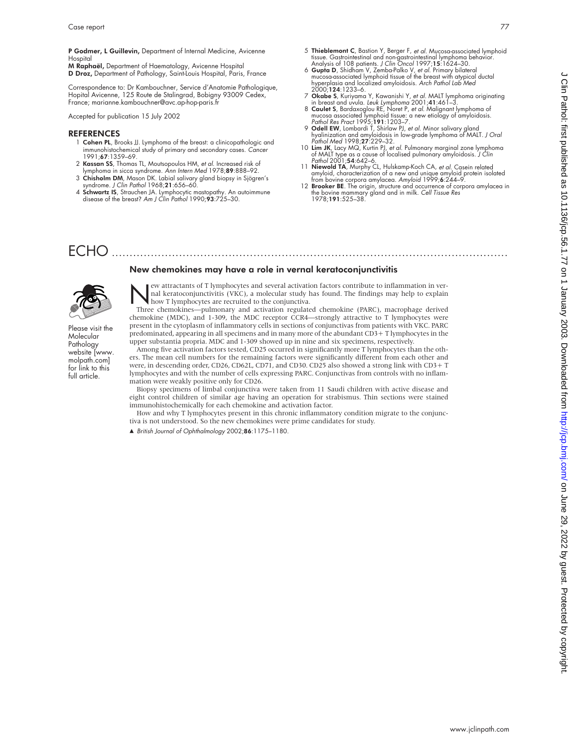**P Godmer, L Guillevin,** Department of Internal Medicine, Avicenne Hospital
**M Raphaël,** Department of Haematology, Avicenne Hospital
**D Droz,** Department of Pathology, Saint-Louis Hospital, Paris, France

Correspondence to: Dr Kambouchner, Service d'Anatomie Pathologique, Hopital Avicenne, 125 Route de Stalingrad, Bobigny 93009 Cedex, France; marianne.kambouchner@avc.ap-hop-paris.fr

Accepted for publication 15 July 2002

## REFERENCES

1. **Cohen PL**, Brooks JJ. Lymphoma of the breast: a clinicopathologic and immunohistochemical study of primary and secondary cases. *Cancer* 1991;**67**:1359–69.
2. **Kassan SS**, Thomas TL, Moutsopoulos HM, *et al*. Increased risk of lymphoma in sicca syndrome. *Ann Intern Med* 1978;**89**:888–92.
3. **Chisholm DM**, Mason DK. Labial salivary gland biopsy in Sjögren's syndrome. *J Clin Pathol* 1968;**21**:656–60.
4. **Schwartz IS**, Strauchen JA. Lymphocytic mastopathy. An autoimmune disease of the breast? *Am J Clin Pathol* 1990;**93**:725–30.
5. **Thieblemont C**, Bastion Y, Berger F, *et al*. Mucosa-associated lymphoid tissue. Gastrointestinal and non-gastrointestinal lymphoma behavior. Analysis of 108 patients. *J Clin Oncol* 1997;**15**:1624–30.
6. **Gupta D**, Shidham V, Zemba-Palko V, *et al*. Primary bilateral mucosa-associated lymphoid tissue of the breast with atypical ductal hyperplasia and localized amyloidosis. *Arch Pathol Lab Med* 2000;**124**:1233–6.
7. **Okabe S**, Kuriyama Y, Kawanishi Y, *et al*. MALT lymphoma originating in breast and uvula. *Leuk Lymphoma* 2001;**41**:461–3.
8. **Caulet S**, Bardaxoglou RE, Noret P, *et al*. Malignant lymphoma of mucosa associated lymphoid tissue: a new etiology of amyloidosis. *Pathol Res Pract* 1995;**191**:1203–7.
9. **Odell EW**, Lombardi T, Shirlaw PJ, *et al*. Minor salivary gland hyalinization and amyloidosis in low-grade lymphoma of MALT. *J Oral Pathol Med* 1998;**27**:229–32.
10. **Lim JK**, Lacy MQ, Kurtin PJ, *et al*. Pulmonary marginal zone lymphoma of MALT type as a cause of localised pulmonary amyloidosis. *J Clin Pathol* 2001;**54**:642–6.
11. **Niewold TA**, Murphy CL, Hulskamp-Koch CA, *et al*. Casein related amyloid, characterization of a new and unique amyloid protein isolated from bovine corpora amylacea. *Amyloid* 1999;**6**:244–9.
12. **Brooker BE**. The origin, structure and occurrence of corpora amylacea in the bovine mammary gland and in milk. *Cell Tissue Res* 1978;**191**:525–38.

# ECHO

Please visit the Molecular Pathology website [www.molpath.com] for link to this full article.

## New chemokines may have a role in vernal keratoconjunctivitis

New attractants of T lymphocytes and several activation factors contribute to inflammation in vernal keratoconjunctivitis (VKC), a molecular study has found. The findings may help to explain how T lymphocytes are recruited to the conjunctiva.

Three chemokines—pulmonary and activation regulated chemokine (PARC), macrophage derived chemokine (MDC), and 1-309, the MDC receptor CCR4—strongly attractive to T lymphocytes were present in the cytoplasm of inflammatory cells in sections of conjunctivas from patients with VKC. PARC predominated, appearing in all specimens and in many more of the abundant CD3+ T lymphocytes in the upper substantia propria. MDC and 1-309 showed up in nine and six specimens, respectively.

Among five activation factors tested, CD25 occurred in significantly more T lymphocytes than the others. The mean cell numbers for the remaining factors were significantly different from each other and were, in descending order, CD26, CD62L, CD71, and CD30. CD25 also showed a strong link with CD3+ T lymphocytes and with the number of cells expressing PARC. Conjunctivas from controls with no inflammation were weakly positive only for CD26.

Biopsy specimens of limbal conjunctiva were taken from 11 Saudi children with active disease and eight control children of similar age having an operation for strabismus. Thin sections were stained immunohistochemically for each chemokine and activation factor.

How and why T lymphocytes present in this chronic inflammatory condition migrate to the conjunctiva is not understood. So the new chemokines were prime candidates for study.

▲ *British Journal of Ophthalmology* 2002;**86**:1175–1180.